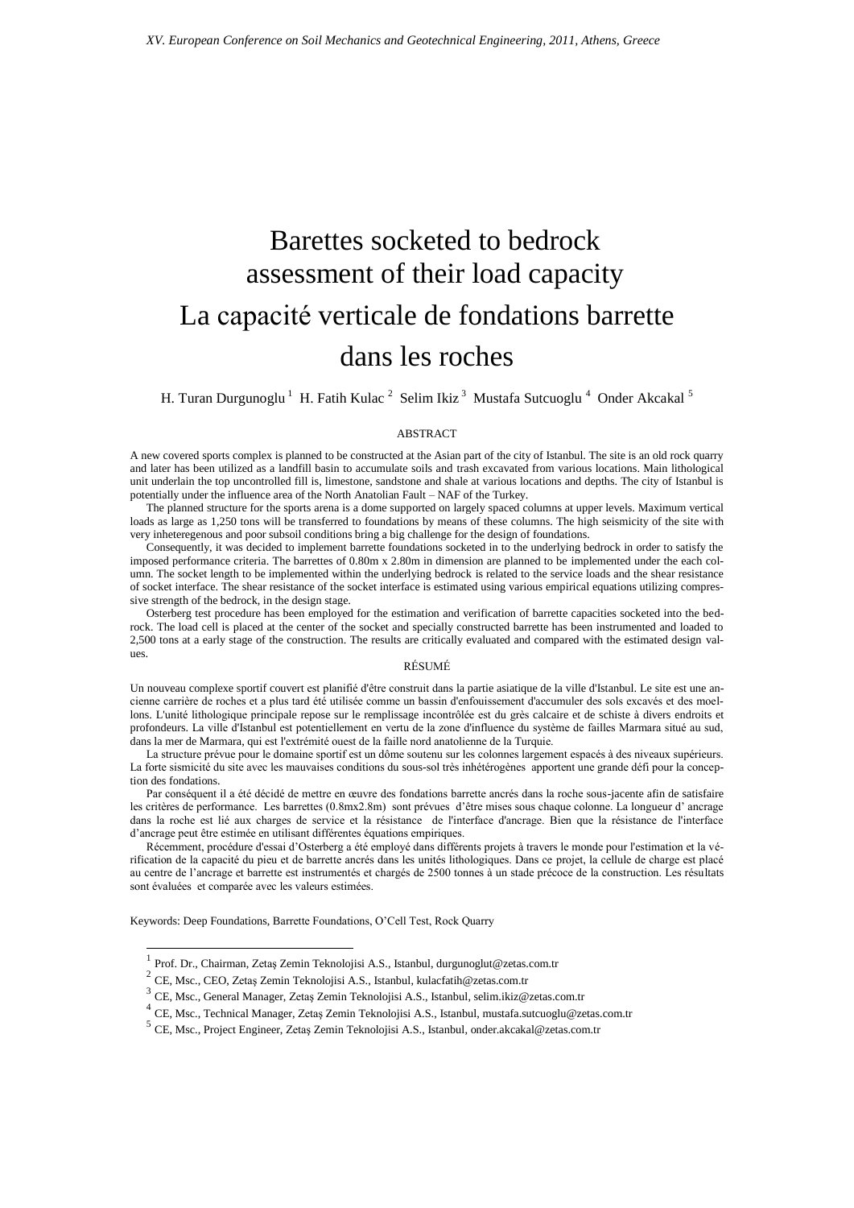# Barettes socketed to bedrock assessment of their load capacity

# La capacité verticale de fondations barrette dans les roches

H. Turan Durgunoglu [1] H. Fatih Kulac [2] Selim Ikiz [3] Mustafa Sutcuoglu [4] Onder Akcakal [5]

## ABSTRACT

A new covered sports complex is planned to be constructed at the Asian part of the city of Istanbul. The site is an old rock quarry and later has been utilized as a landfill basin to accumulate soils and trash excavated from various locations. Main lithological unit underlain the top uncontrolled fill is, limestone, sandstone and shale at various locations and depths. The city of Istanbul is potentially under the influence area of the North Anatolian Fault – NAF of the Turkey.

The planned structure for the sports arena is a dome supported on largely spaced columns at upper levels. Maximum vertical loads as large as 1,250 tons will be transferred to foundations by means of these columns. The high seismicity of the site with very inheteregenous and poor subsoil conditions bring a big challenge for the design of foundations.

Consequently, it was decided to implement barrette foundations socketed in to the underlying bedrock in order to satisfy the imposed performance criteria. The barrettes of 0.80m x 2.80m in dimension are planned to be implemented under the each column. The socket length to be implemented within the underlying bedrock is related to the service loads and the shear resistance of socket interface. The shear resistance of the socket interface is estimated using various empirical equations utilizing compressive strength of the bedrock, in the design stage.

Osterberg test procedure has been employed for the estimation and verification of barrette capacities socketed into the bedrock. The load cell is placed at the center of the socket and specially constructed barrette has been instrumented and loaded to 2,500 tons at a early stage of the construction. The results are critically evaluated and compared with the estimated design values.

## RÉSUMÉ

Un nouveau complexe sportif couvert est planifié d'être construit dans la partie asiatique de la ville d'Istanbul. Le site est une ancienne carrière de roches et a plus tard été utilisée comme un bassin d'enfouissement d'accumuler des sols excavés et des moellons. L'unité lithologique principale repose sur le remplissage incontrôlée est du grès calcaire et de schiste à divers endroits et profondeurs. La ville d'Istanbul est potentiellement en vertu de la zone d'influence du système de failles Marmara situé au sud, dans la mer de Marmara, qui est l'extrémité ouest de la faille nord anatolienne de la Turquie.

La structure prévue pour le domaine sportif est un dôme soutenu sur les colonnes largement espacés à des niveaux supérieurs. La forte sismicité du site avec les mauvaises conditions du sous-sol très inhétérogènes apportent une grande défi pour la conception des fondations.

Par conséquent il a été décidé de mettre en œuvre des fondations barrette ancrés dans la roche sous-jacente afin de satisfaire les critères de performance. Les barrettes (0.8mx2.8m) sont prévues d'être mises sous chaque colonne. La longueur d' ancrage dans la roche est lié aux charges de service et la résistance de l'interface d'ancrage. Bien que la résistance de l'interface d'ancrage peut être estimée en utilisant différentes équations empiriques.

Récemment, procédure d'essai d'Osterberg a été employé dans différents projets à travers le monde pour l'estimation et la vérification de la capacité du pieu et de barrette ancrés dans les unités lithologiques. Dans ce projet, la cellule de charge est placé au centre de l'ancrage et barrette est instrumentés et chargés de 2500 tonnes à un stade précoce de la construction. Les résultats sont évaluées et comparée avec les valeurs estimées.

Keywords: Deep Foundations, Barrette Foundations, O'Cell Test, Rock Quarry

---

[1] Prof. Dr., Chairman, Zetaş Zemin Teknolojisi A.S., Istanbul, durgunoglut@zetas.com.tr

[2] CE, Msc., CEO, Zetaş Zemin Teknolojisi A.S., Istanbul, kulacfatih@zetas.com.tr

[3] CE, Msc., General Manager, Zetaş Zemin Teknolojisi A.S., Istanbul, selim.ikiz@zetas.com.tr

[4] CE, Msc., Technical Manager, Zetaş Zemin Teknolojisi A.S., Istanbul, mustafa.sutcuoglu@zetas.com.tr

[5] CE, Msc., Project Engineer, Zetaş Zemin Teknolojisi A.S., Istanbul, onder.akcakal@zetas.com.tr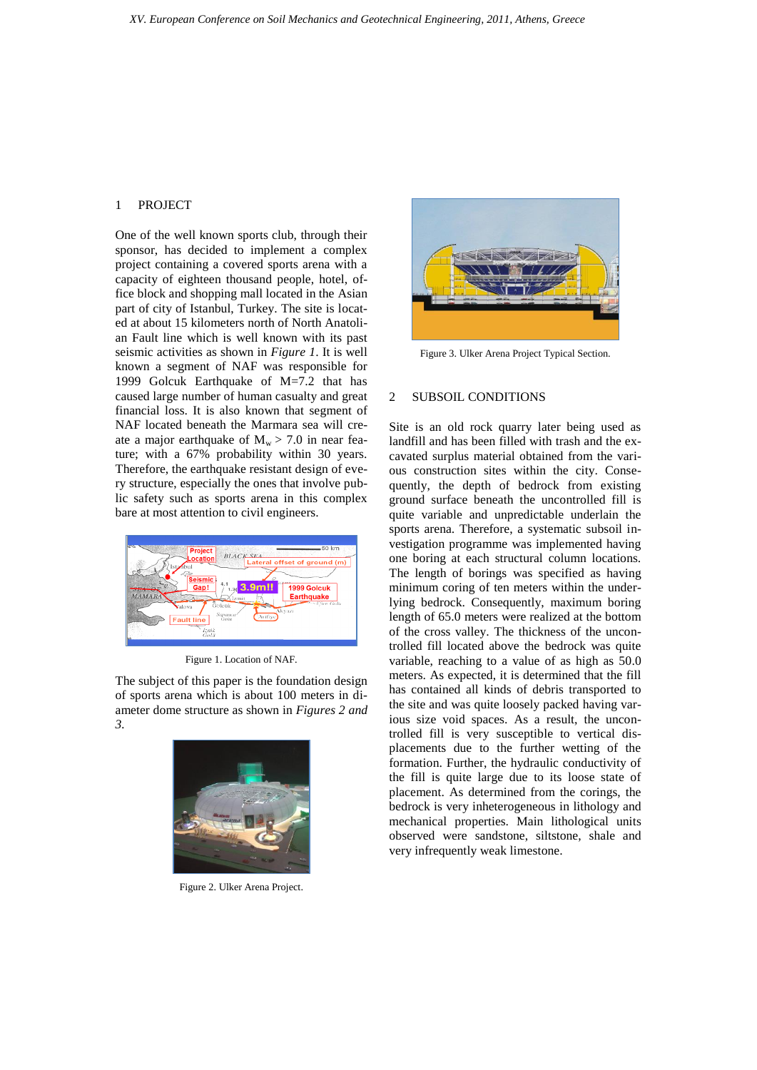## 1 PROJECT

One of the well known sports club, through their sponsor, has decided to implement a complex project containing a covered sports arena with a capacity of eighteen thousand people, hotel, office block and shopping mall located in the Asian part of city of Istanbul, Turkey. The site is located at about 15 kilometers north of North Anatolian Fault line which is well known with its past seismic activities as shown in *Figure 1*. It is well known a segment of NAF was responsible for 1999 Golcuk Earthquake of M=7.2 that has caused large number of human casualty and great financial loss. It is also known that segment of NAF located beneath the Marmara sea will create a major earthquake of $M_w > 7.0$ in near feature; with a 67% probability within 30 years. Therefore, the earthquake resistant design of every structure, especially the ones that involve public safety such as sports arena in this complex bare at most attention to civil engineers.

Figure 1. Location of NAF.

The subject of this paper is the foundation design of sports arena which is about 100 meters in diameter dome structure as shown in *Figures 2 and 3.*

Figure 2. Ulker Arena Project.

Figure 3. Ulker Arena Project Typical Section.

## 2 SUBSOIL CONDITIONS

Site is an old rock quarry later being used as landfill and has been filled with trash and the excavated surplus material obtained from the various construction sites within the city. Consequently, the depth of bedrock from existing ground surface beneath the uncontrolled fill is quite variable and unpredictable underlain the sports arena. Therefore, a systematic subsoil investigation programme was implemented having one boring at each structural column locations. The length of borings was specified as having minimum coring of ten meters within the underlying bedrock. Consequently, maximum boring length of 65.0 meters were realized at the bottom of the cross valley. The thickness of the uncontrolled fill located above the bedrock was quite variable, reaching to a value of as high as 50.0 meters. As expected, it is determined that the fill has contained all kinds of debris transported to the site and was quite loosely packed having various size void spaces. As a result, the uncontrolled fill is very susceptible to vertical displacements due to the further wetting of the formation. Further, the hydraulic conductivity of the fill is quite large due to its loose state of placement. As determined from the corings, the bedrock is very inheterogeneous in lithology and mechanical properties. Main lithological units observed were sandstone, siltstone, shale and very infrequently weak limestone.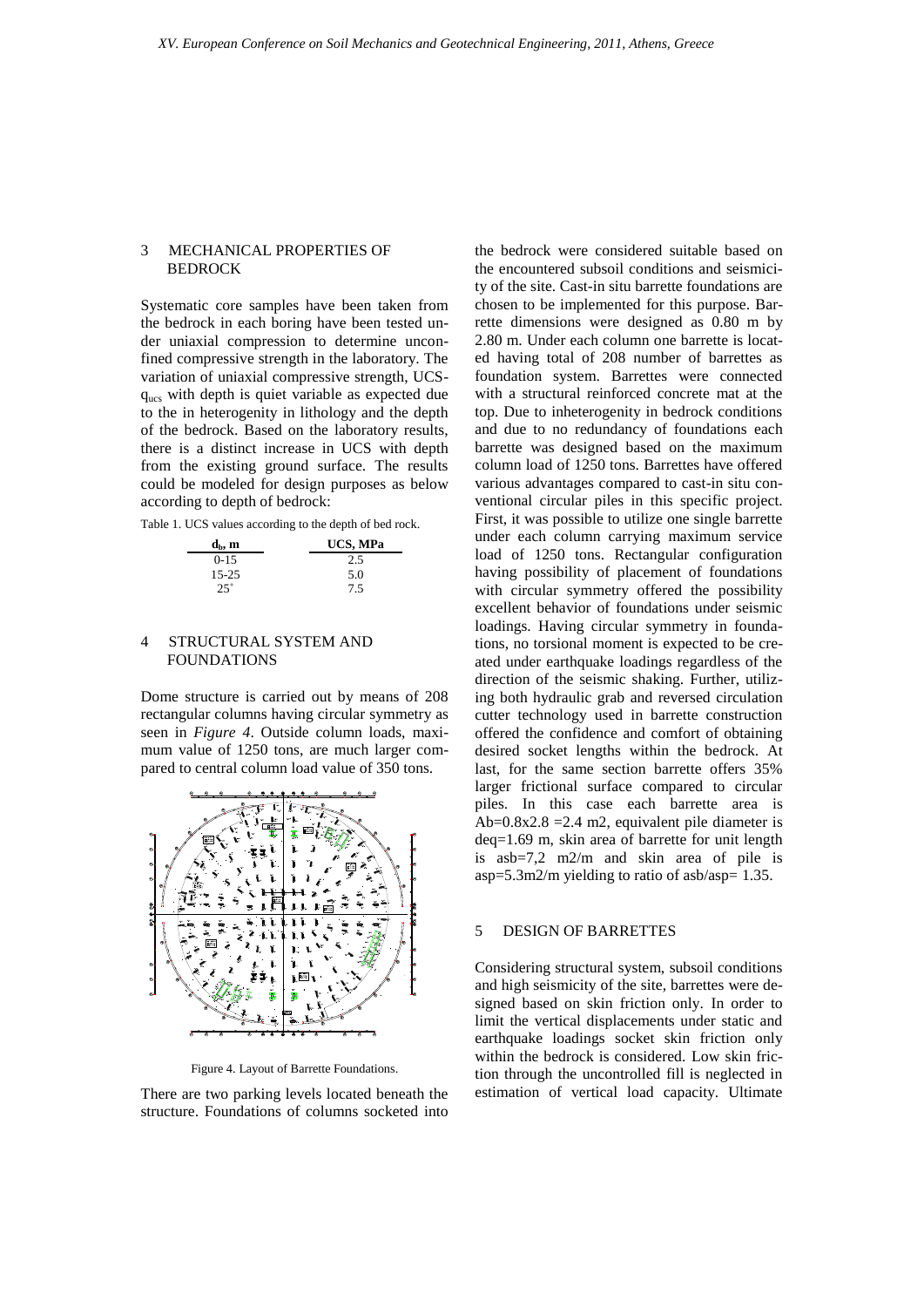## 3 MECHANICAL PROPERTIES OF BEDROCK

Systematic core samples have been taken from the bedrock in each boring have been tested under uniaxial compression to determine unconfined compressive strength in the laboratory. The variation of uniaxial compressive strength, UCS-$q_{ucs}$ with depth is quiet variable as expected due to the in heterogenity in lithology and the depth of the bedrock. Based on the laboratory results, there is a distinct increase in UCS with depth from the existing ground surface. The results could be modeled for design purposes as below according to depth of bedrock:

Table 1. UCS values according to the depth of bed rock.

| $d_b$, m | UCS, MPa |
|---|---|
| 0-15 | 2.5 |
| 15-25 | 5.0 |
| $25^+$ | 7.5 |

## 4 STRUCTURAL SYSTEM AND FOUNDATIONS

Dome structure is carried out by means of 208 rectangular columns having circular symmetry as seen in *Figure 4*. Outside column loads, maximum value of 1250 tons, are much larger compared to central column load value of 350 tons.

Figure 4. Layout of Barrette Foundations.

There are two parking levels located beneath the structure. Foundations of columns socketed into the bedrock were considered suitable based on the encountered subsoil conditions and seismicity of the site. Cast-in situ barrette foundations are chosen to be implemented for this purpose. Barrette dimensions were designed as 0.80 m by 2.80 m. Under each column one barrette is located having total of 208 number of barrettes as foundation system. Barrettes were connected with a structural reinforced concrete mat at the top. Due to inheterogenity in bedrock conditions and due to no redundancy of foundations each barrette was designed based on the maximum column load of 1250 tons. Barrettes have offered various advantages compared to cast-in situ conventional circular piles in this specific project. First, it was possible to utilize one single barrette under each column carrying maximum service load of 1250 tons. Rectangular configuration having possibility of placement of foundations with circular symmetry offered the possibility excellent behavior of foundations under seismic loadings. Having circular symmetry in foundations, no torsional moment is expected to be created under earthquake loadings regardless of the direction of the seismic shaking. Further, utilizing both hydraulic grab and reversed circulation cutter technology used in barrette construction offered the confidence and comfort of obtaining desired socket lengths within the bedrock. At last, for the same section barrette offers 35% larger frictional surface compared to circular piles. In this case each barrette area is $A_b=0.8x2.8=2.4$ m2, equivalent pile diameter is $d_{eq}=1.69$ m, skin area of barrette for unit length is $a_{sb}=7,2$ m2/m and skin area of pile is $a_{sp}=5.3$m2/m yielding to ratio of $a_{sb}/a_{sp}=1.35$.

## 5 DESIGN OF BARRETTES

Considering structural system, subsoil conditions and high seismicity of the site, barrettes were designed based on skin friction only. In order to limit the vertical displacements under static and earthquake loadings socket skin friction only within the bedrock is considered. Low skin friction through the uncontrolled fill is neglected in estimation of vertical load capacity. Ultimate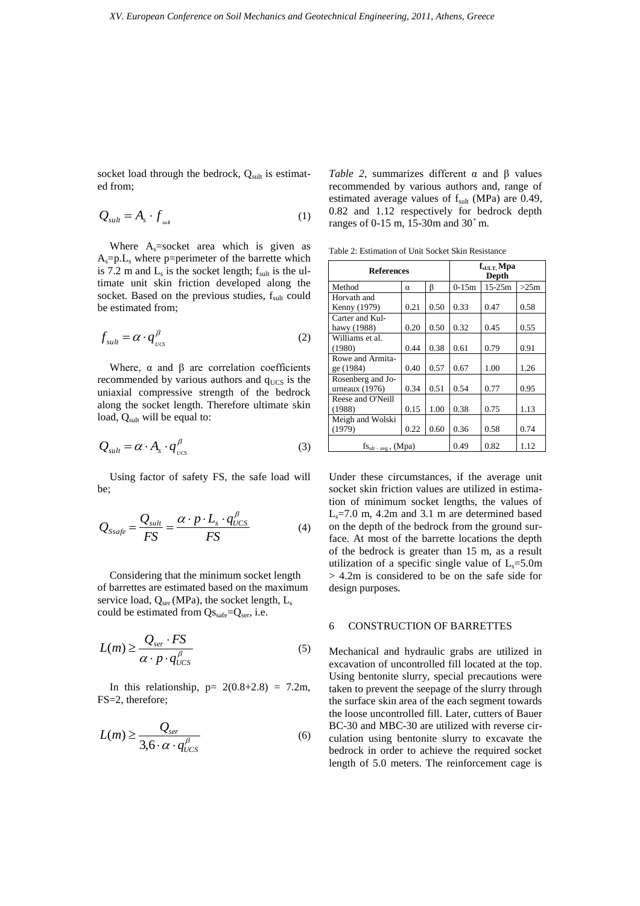socket load through the bedrock, $Q_{sult}$ is estimated from;

$$Q_{sult} = A_s \cdot f_{sult} \tag{1}$$

Where $A_s$=socket area which is given as $A_s$=p.$L_s$ where p=perimeter of the barrette which is 7.2 m and $L_s$ is the socket length; $f_{sult}$ is the ultimate unit skin friction developed along the socket. Based on the previous studies, $f_{sult}$ could be estimated from;

$$f_{sult} = \alpha \cdot q_{UCS}^{\beta} \tag{2}$$

Where, α and β are correlation coefficients recommended by various authors and $q_{UCS}$ is the uniaxial compressive strength of the bedrock along the socket length. Therefore ultimate skin load, $Q_{sult}$ will be equal to:

$$Q_{sult} = \alpha \cdot A_s \cdot q_{UCS}^{\beta} \tag{3}$$

Using factor of safety FS, the safe load will be;

$$Q_{Ssafe} = \frac{Q_{sult}}{FS} = \frac{\alpha \cdot p \cdot L_s \cdot q_{UCS}^{\beta}}{FS} \tag{4}$$

Considering that the minimum socket length of barrettes are estimated based on the maximum service load, $Q_{ser}$ (MPa), the socket length, $L_s$ could be estimated from $Qs_{safe}$=$Q_{ser}$, i.e.

$$L(m) \geq \frac{Q_{ser} \cdot FS}{\alpha \cdot p \cdot q_{UCS}^{\beta}} \tag{5}$$

In this relationship, p= 2(0.8+2.8) = 7.2m, FS=2, therefore;

$$L(m) \geq \frac{Q_{ser}}{3{,}6 \cdot \alpha \cdot q_{UCS}^{\beta}} \tag{6}$$

*Table 2*, summarizes different α and β values recommended by various authors and, range of estimated average values of $f_{sult}$ (MPa) are 0.49, 0.82 and 1.12 respectively for bedrock depth ranges of 0-15 m, 15-30m and 30$^+$ m.

Table 2: Estimation of Unit Socket Skin Resistance

| References | | | $f_{sULT}$, Mpa Depth | | |
|---|---|---|---|---|---|
| Method | α | β | 0-15m | 15-25m | >25m |
| Horvath and Kenny (1979) | 0.21 | 0.50 | 0.33 | 0.47 | 0.58 |
| Carter and Kulhawy (1988) | 0.20 | 0.50 | 0.32 | 0.45 | 0.55 |
| Williams et al. (1980) | 0.44 | 0.38 | 0.61 | 0.79 | 0.91 |
| Rowe and Armitage (1984) | 0.40 | 0.57 | 0.67 | 1.00 | 1.26 |
| Rosenberg and Journeaux (1976) | 0.34 | 0.51 | 0.54 | 0.77 | 0.95 |
| Reese and O'Neill (1988) | 0.15 | 1.00 | 0.38 | 0.75 | 1.13 |
| Meigh and Wolski (1979) | 0.22 | 0.60 | 0.36 | 0.58 | 0.74 |
| $fs_{ult-avg}$, (Mpa) | | | 0.49 | 0.82 | 1.12 |

Under these circumstances, if the average unit socket skin friction values are utilized in estimation of minimum socket lengths, the values of $L_s$=7.0 m, 4.2m and 3.1 m are determined based on the depth of the bedrock from the ground surface. At most of the barrette locations the depth of the bedrock is greater than 15 m, as a result utilization of a specific single value of $L_s$=5.0m > 4.2m is considered to be on the safe side for design purposes.

## 6 CONSTRUCTION OF BARRETTES

Mechanical and hydraulic grabs are utilized in excavation of uncontrolled fill located at the top. Using bentonite slurry, special precautions were taken to prevent the seepage of the slurry through the surface skin area of the each segment towards the loose uncontrolled fill. Later, cutters of Bauer BC-30 and MBC-30 are utilized with reverse circulation using bentonite slurry to excavate the bedrock in order to achieve the required socket length of 5.0 meters. The reinforcement cage is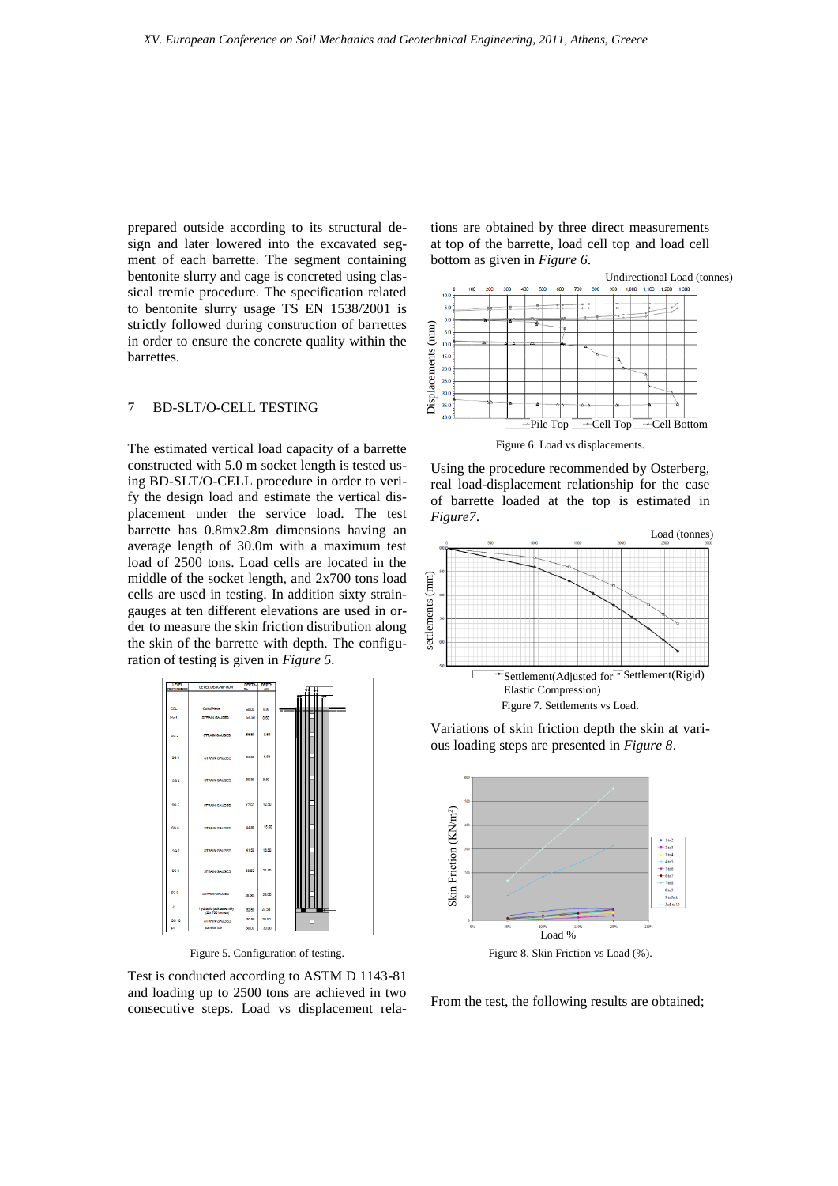prepared outside according to its structural design and later lowered into the excavated segment of each barrette. The segment containing bentonite slurry and cage is concreted using classical tremie procedure. The specification related to bentonite slurry usage TS EN 1538/2001 is strictly followed during construction of barrettes in order to ensure the concrete quality within the barrettes.

## 7 BD-SLT/O-CELL TESTING

The estimated vertical load capacity of a barrette constructed with 5.0 m socket length is tested using BD-SLT/O-CELL procedure in order to verify the design load and estimate the vertical displacement under the service load. The test barrette has 0.8mx2.8m dimensions having an average length of 30.0m with a maximum test load of 2500 tons. Load cells are located in the middle of the socket length, and 2x700 tons load cells are used in testing. In addition sixty strain-gauges at ten different elevations are used in order to measure the skin friction distribution along the skin of the barrette with depth. The configuration of testing is given in *Figure 5*.

Figure 5. Configuration of testing.

Test is conducted according to ASTM D 1143-81 and loading up to 2500 tons are achieved in two consecutive steps. Load vs displacement relations are obtained by three direct measurements at top of the barrette, load cell top and load cell bottom as given in *Figure 6*.

Figure 6. Load vs displacements.

Using the procedure recommended by Osterberg, real load-displacement relationship for the case of barrette loaded at the top is estimated in *Figure7*.

Figure 7. Settlements vs Load.

Variations of skin friction depth the skin at various loading steps are presented in *Figure 8*.

Figure 8. Skin Friction vs Load (%).

From the test, the following results are obtained;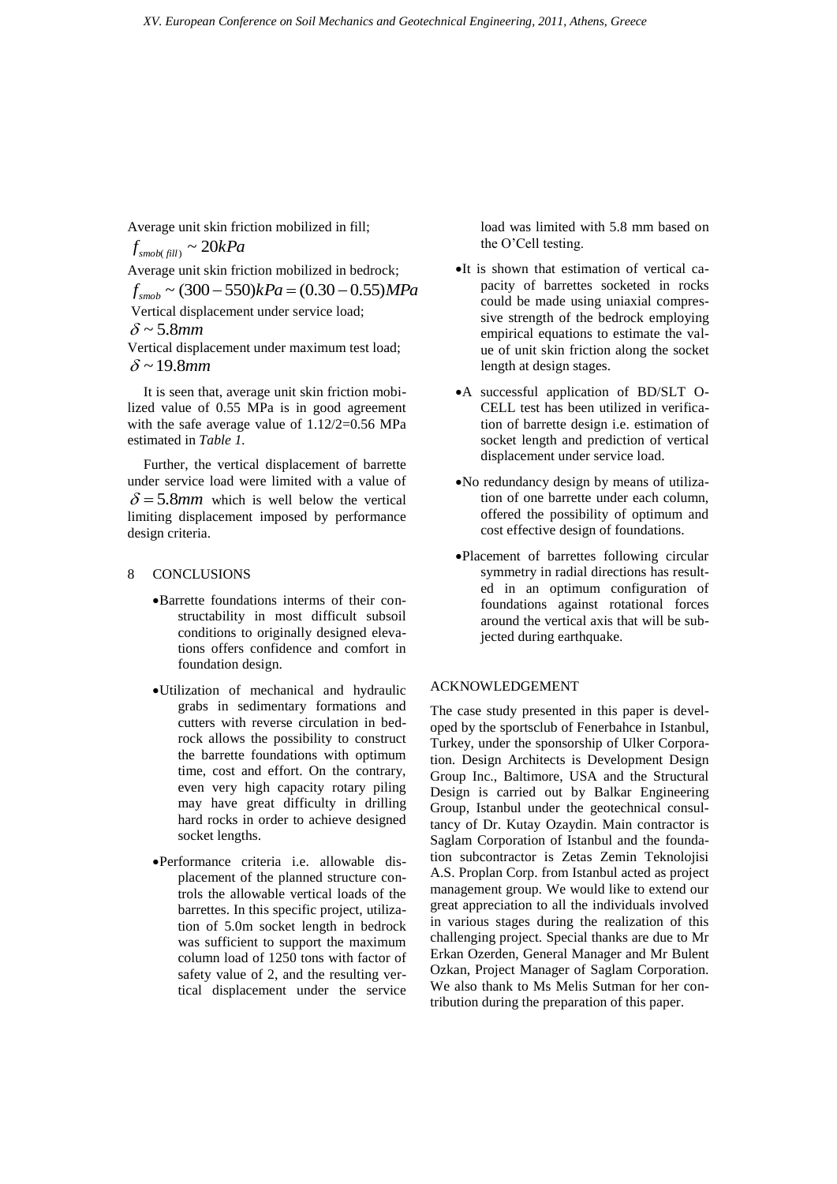Average unit skin friction mobilized in fill;

$$f_{smob(fill)} \sim 20kPa$$

Average unit skin friction mobilized in bedrock;

$$f_{smob} \sim (300-550)kPa = (0.30-0.55)MPa$$

Vertical displacement under service load;

$$\delta \sim 5.8mm$$

Vertical displacement under maximum test load;

$$\delta \sim 19.8mm$$

It is seen that, average unit skin friction mobilized value of 0.55 MPa is in good agreement with the safe average value of 1.12/2=0.56 MPa estimated in *Table 1*.

Further, the vertical displacement of barrette under service load were limited with a value of $\delta = 5.8mm$ which is well below the vertical limiting displacement imposed by performance design criteria.

## 8 CONCLUSIONS

- Barrette foundations interms of their constructability in most difficult subsoil conditions to originally designed elevations offers confidence and comfort in foundation design.
- Utilization of mechanical and hydraulic grabs in sedimentary formations and cutters with reverse circulation in bedrock allows the possibility to construct the barrette foundations with optimum time, cost and effort. On the contrary, even very high capacity rotary piling may have great difficulty in drilling hard rocks in order to achieve designed socket lengths.
- Performance criteria i.e. allowable displacement of the planned structure controls the allowable vertical loads of the barrettes. In this specific project, utilization of 5.0m socket length in bedrock was sufficient to support the maximum column load of 1250 tons with factor of safety value of 2, and the resulting vertical displacement under the service load was limited with 5.8 mm based on the O'Cell testing.
- It is shown that estimation of vertical capacity of barrettes socketed in rocks could be made using uniaxial compressive strength of the bedrock employing empirical equations to estimate the value of unit skin friction along the socket length at design stages.
- A successful application of BD/SLT O-CELL test has been utilized in verification of barrette design i.e. estimation of socket length and prediction of vertical displacement under service load.
- No redundancy design by means of utilization of one barrette under each column, offered the possibility of optimum and cost effective design of foundations.
- Placement of barrettes following circular symmetry in radial directions has resulted in an optimum configuration of foundations against rotational forces around the vertical axis that will be subjected during earthquake.

## ACKNOWLEDGEMENT

The case study presented in this paper is developed by the sportsclub of Fenerbahce in Istanbul, Turkey, under the sponsorship of Ulker Corporation. Design Architects is Development Design Group Inc., Baltimore, USA and the Structural Design is carried out by Balkar Engineering Group, Istanbul under the geotechnical consultancy of Dr. Kutay Ozaydin. Main contractor is Saglam Corporation of Istanbul and the foundation subcontractor is Zetas Zemin Teknolojisi A.S. Proplan Corp. from Istanbul acted as project management group. We would like to extend our great appreciation to all the individuals involved in various stages during the realization of this challenging project. Special thanks are due to Mr Erkan Ozerden, General Manager and Mr Bulent Ozkan, Project Manager of Saglam Corporation. We also thank to Ms Melis Sutman for her contribution during the preparation of this paper.